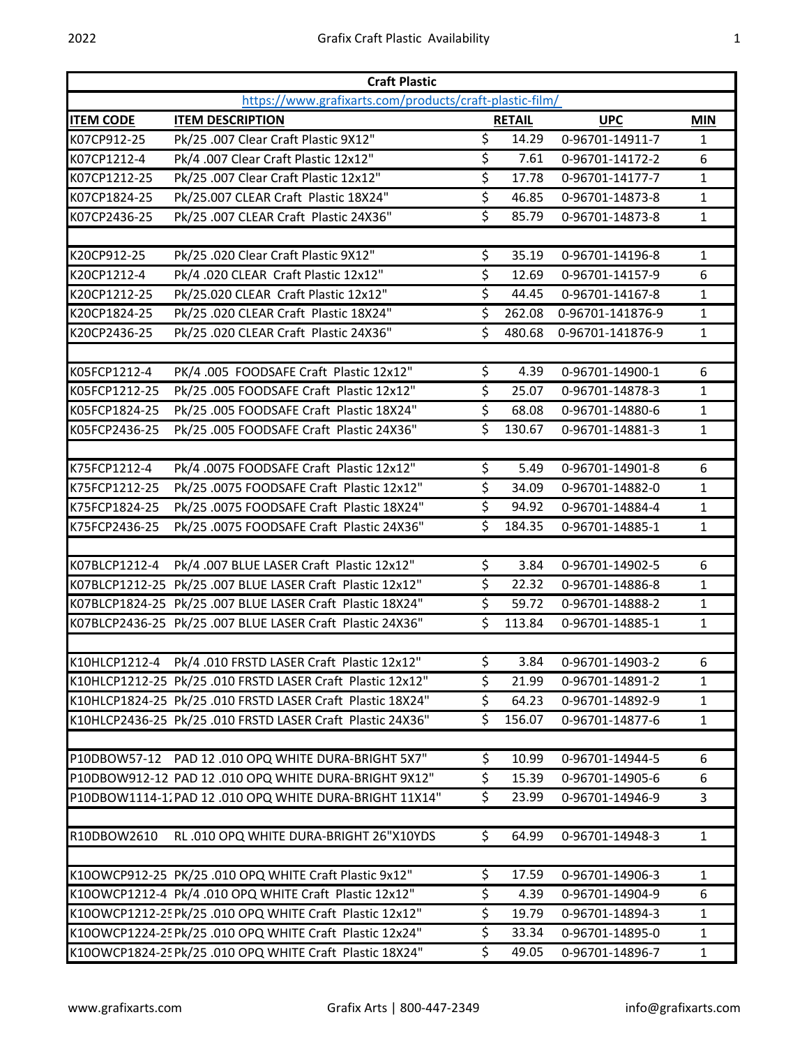| Craft Plastic | | | | |
|---|---|---|---|---|
| https://www.grafixarts.com/products/craft-plastic-film/ | | | | |
| **ITEM CODE** | **ITEM DESCRIPTION** | **RETAIL** | **UPC** | **MIN** |
| K07CP912-25 | Pk/25 .007 Clear Craft Plastic 9X12" | $ 14.29 | 0-96701-14911-7 | 1 |
| K07CP1212-4 | Pk/4 .007 Clear Craft Plastic 12x12" | $ 7.61 | 0-96701-14172-2 | 6 |
| K07CP1212-25 | Pk/25 .007 Clear Craft Plastic 12x12" | $ 17.78 | 0-96701-14177-7 | 1 |
| K07CP1824-25 | Pk/25.007 CLEAR Craft Plastic 18X24" | $ 46.85 | 0-96701-14873-8 | 1 |
| K07CP2436-25 | Pk/25 .007 CLEAR Craft Plastic 24X36" | $ 85.79 | 0-96701-14873-8 | 1 |
| | | | | |
| K20CP912-25 | Pk/25 .020 Clear Craft Plastic 9X12" | $ 35.19 | 0-96701-14196-8 | 1 |
| K20CP1212-4 | Pk/4 .020 CLEAR Craft Plastic 12x12" | $ 12.69 | 0-96701-14157-9 | 6 |
| K20CP1212-25 | Pk/25.020 CLEAR Craft Plastic 12x12" | $ 44.45 | 0-96701-14167-8 | 1 |
| K20CP1824-25 | Pk/25 .020 CLEAR Craft Plastic 18X24" | $ 262.08 | 0-96701-141876-9 | 1 |
| K20CP2436-25 | Pk/25 .020 CLEAR Craft Plastic 24X36" | $ 480.68 | 0-96701-141876-9 | 1 |
| | | | | |
| K05FCP1212-4 | PK/4 .005 FOODSAFE Craft Plastic 12x12" | $ 4.39 | 0-96701-14900-1 | 6 |
| K05FCP1212-25 | Pk/25 .005 FOODSAFE Craft Plastic 12x12" | $ 25.07 | 0-96701-14878-3 | 1 |
| K05FCP1824-25 | Pk/25 .005 FOODSAFE Craft Plastic 18X24" | $ 68.08 | 0-96701-14880-6 | 1 |
| K05FCP2436-25 | Pk/25 .005 FOODSAFE Craft Plastic 24X36" | $ 130.67 | 0-96701-14881-3 | 1 |
| | | | | |
| K75FCP1212-4 | Pk/4 .0075 FOODSAFE Craft Plastic 12x12" | $ 5.49 | 0-96701-14901-8 | 6 |
| K75FCP1212-25 | Pk/25 .0075 FOODSAFE Craft Plastic 12x12" | $ 34.09 | 0-96701-14882-0 | 1 |
| K75FCP1824-25 | Pk/25 .0075 FOODSAFE Craft Plastic 18X24" | $ 94.92 | 0-96701-14884-4 | 1 |
| K75FCP2436-25 | Pk/25 .0075 FOODSAFE Craft Plastic 24X36" | $ 184.35 | 0-96701-14885-1 | 1 |
| | | | | |
| K07BLCP1212-4 | Pk/4 .007 BLUE LASER Craft Plastic 12x12" | $ 3.84 | 0-96701-14902-5 | 6 |
| K07BLCP1212-25 | Pk/25 .007 BLUE LASER Craft Plastic 12x12" | $ 22.32 | 0-96701-14886-8 | 1 |
| K07BLCP1824-25 | Pk/25 .007 BLUE LASER Craft Plastic 18X24" | $ 59.72 | 0-96701-14888-2 | 1 |
| K07BLCP2436-25 | Pk/25 .007 BLUE LASER Craft Plastic 24X36" | $ 113.84 | 0-96701-14885-1 | 1 |
| | | | | |
| K10HLCP1212-4 | Pk/4 .010 FRSTD LASER Craft Plastic 12x12" | $ 3.84 | 0-96701-14903-2 | 6 |
| K10HLCP1212-25 | Pk/25 .010 FRSTD LASER Craft Plastic 12x12" | $ 21.99 | 0-96701-14891-2 | 1 |
| K10HLCP1824-25 | Pk/25 .010 FRSTD LASER Craft Plastic 18X24" | $ 64.23 | 0-96701-14892-9 | 1 |
| K10HLCP2436-25 | Pk/25 .010 FRSTD LASER Craft Plastic 24X36" | $ 156.07 | 0-96701-14877-6 | 1 |
| | | | | |
| P10DBOW57-12 | PAD 12 .010 OPQ WHITE DURA-BRIGHT 5X7" | $ 10.99 | 0-96701-14944-5 | 6 |
| P10DBOW912-12 | PAD 12 .010 OPQ WHITE DURA-BRIGHT 9X12" | $ 15.39 | 0-96701-14905-6 | 6 |
| P10DBOW1114-1 | PAD 12 .010 OPQ WHITE DURA-BRIGHT 11X14" | $ 23.99 | 0-96701-14946-9 | 3 |
| | | | | |
| R10DBOW2610 | RL .010 OPQ WHITE DURA-BRIGHT 26"X10YDS | $ 64.99 | 0-96701-14948-3 | 1 |
| | | | | |
| K10OWCP912-25 | PK/25 .010 OPQ WHITE Craft Plastic 9x12" | $ 17.59 | 0-96701-14906-3 | 1 |
| K10OWCP1212-4 | Pk/4 .010 OPQ WHITE Craft Plastic 12x12" | $ 4.39 | 0-96701-14904-9 | 6 |
| K10OWCP1212-2 | Pk/25 .010 OPQ WHITE Craft Plastic 12x12" | $ 19.79 | 0-96701-14894-3 | 1 |
| K10OWCP1224-2 | Pk/25 .010 OPQ WHITE Craft Plastic 12x24" | $ 33.34 | 0-96701-14895-0 | 1 |
| K10OWCP1824-2 | Pk/25 .010 OPQ WHITE Craft Plastic 18X24" | $ 49.05 | 0-96701-14896-7 | 1 |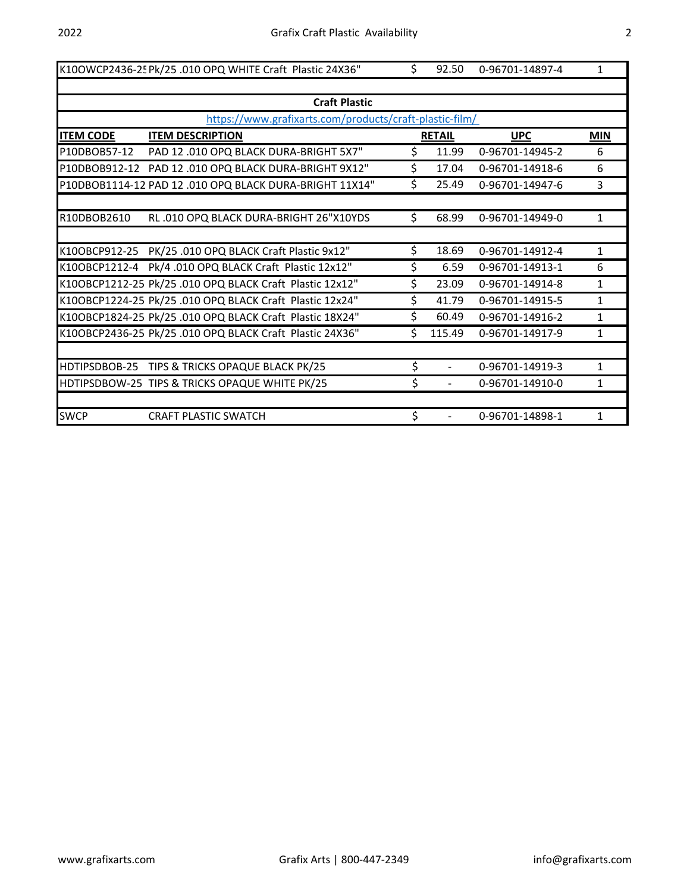| | | | | |
|---|---|---|---|---|
| K10OWCP2436-25 | Pk/25 .010 OPQ WHITE Craft Plastic 24X36" | $ 92.50 | 0-96701-14897-4 | 1 |

**Craft Plastic**

https://www.grafixarts.com/products/craft-plastic-film/

| ITEM CODE | ITEM DESCRIPTION | RETAIL | UPC | MIN |
|---|---|---|---|---|
| P10DBOB57-12 | PAD 12 .010 OPQ BLACK DURA-BRIGHT 5X7" | $ 11.99 | 0-96701-14945-2 | 6 |
| P10DBOB912-12 | PAD 12 .010 OPQ BLACK DURA-BRIGHT 9X12" | $ 17.04 | 0-96701-14918-6 | 6 |
| P10DBOB1114-12 | PAD 12 .010 OPQ BLACK DURA-BRIGHT 11X14" | $ 25.49 | 0-96701-14947-6 | 3 |
| | | | | |
| R10DBOB2610 | RL .010 OPQ BLACK DURA-BRIGHT 26"X10YDS | $ 68.99 | 0-96701-14949-0 | 1 |
| | | | | |
| K10OBCP912-25 | PK/25 .010 OPQ BLACK Craft Plastic 9x12" | $ 18.69 | 0-96701-14912-4 | 1 |
| K10OBCP1212-4 | Pk/4 .010 OPQ BLACK Craft Plastic 12x12" | $ 6.59 | 0-96701-14913-1 | 6 |
| K10OBCP1212-25 | Pk/25 .010 OPQ BLACK Craft Plastic 12x12" | $ 23.09 | 0-96701-14914-8 | 1 |
| K10OBCP1224-25 | Pk/25 .010 OPQ BLACK Craft Plastic 12x24" | $ 41.79 | 0-96701-14915-5 | 1 |
| K10OBCP1824-25 | Pk/25 .010 OPQ BLACK Craft Plastic 18X24" | $ 60.49 | 0-96701-14916-2 | 1 |
| K10OBCP2436-25 | Pk/25 .010 OPQ BLACK Craft Plastic 24X36" | $ 115.49 | 0-96701-14917-9 | 1 |
| | | | | |
| HDTIPSDBOB-25 | TIPS & TRICKS OPAQUE BLACK PK/25 | $ - | 0-96701-14919-3 | 1 |
| HDTIPSDBOW-25 | TIPS & TRICKS OPAQUE WHITE PK/25 | $ - | 0-96701-14910-0 | 1 |
| | | | | |
| SWCP | CRAFT PLASTIC SWATCH | $ - | 0-96701-14898-1 | 1 |

www.grafixarts.com    Grafix Arts | 800-447-2349    info@grafixarts.com